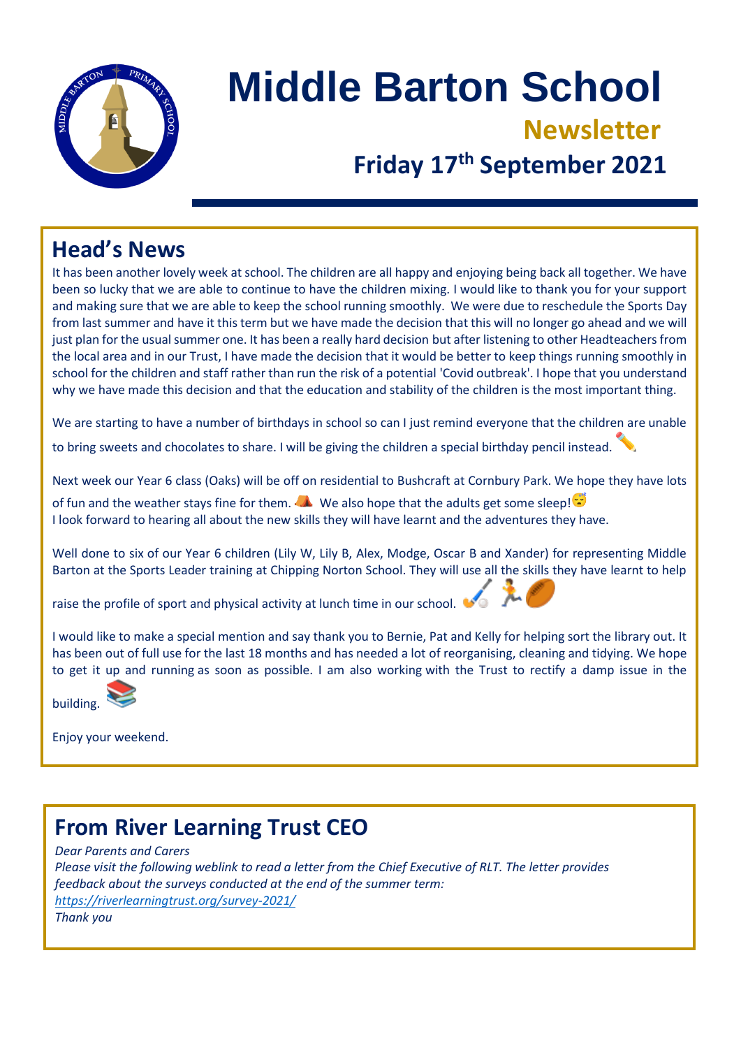# Middle Barton School

## Newsletter

### Friday 17th September 2021

## Head's News

It has been another lovely week at school. The children are all happy and enjoying being back all together. We have been so lucky that we are able to continue to have the children mixing. I would like to thank you for your support and making sure that we are able to keep the school running smoothly. We were due to reschedule the Sports Day from last summer and have it this term but we have made the decision that this will no longer go ahead and we will just plan for the usual summer one. It has been a really hard decision but after listening to other Headteachers from the local area and in our Trust, I have made the decision that it would be better to keep things running smoothly in school for the children and staff rather than run the risk of a potential 'Covid outbreak'. I hope that you understand why we have made this decision and that the education and stability of the children is the most important thing.

We are starting to have a number of birthdays in school so can I just remind everyone that the children are unable to bring sweets and chocolates to share. I will be giving the children a special birthday pencil instead. ✏️

Next week our Year 6 class (Oaks) will be off on residential to Bushcraft at Cornbury Park. We hope they have lots of fun and the weather stays fine for them. ⛺ We also hope that the adults get some sleep! 😴
I look forward to hearing all about the new skills they will have learnt and the adventures they have.

Well done to six of our Year 6 children (Lily W, Lily B, Alex, Modge, Oscar B and Xander) for representing Middle Barton at the Sports Leader training at Chipping Norton School. They will use all the skills they have learnt to help raise the profile of sport and physical activity at lunch time in our school. 🏑 🏃 🏉

I would like to make a special mention and say thank you to Bernie, Pat and Kelly for helping sort the library out. It has been out of full use for the last 18 months and has needed a lot of reorganising, cleaning and tidying. We hope to get it up and running as soon as possible. I am also working with the Trust to rectify a damp issue in the building. 📚

Enjoy your weekend.

## From River Learning Trust CEO

*Dear Parents and Carers*
*Please visit the following weblink to read a letter from the Chief Executive of RLT. The letter provides feedback about the surveys conducted at the end of the summer term:*
*https://riverlearningtrust.org/survey-2021/*
*Thank you*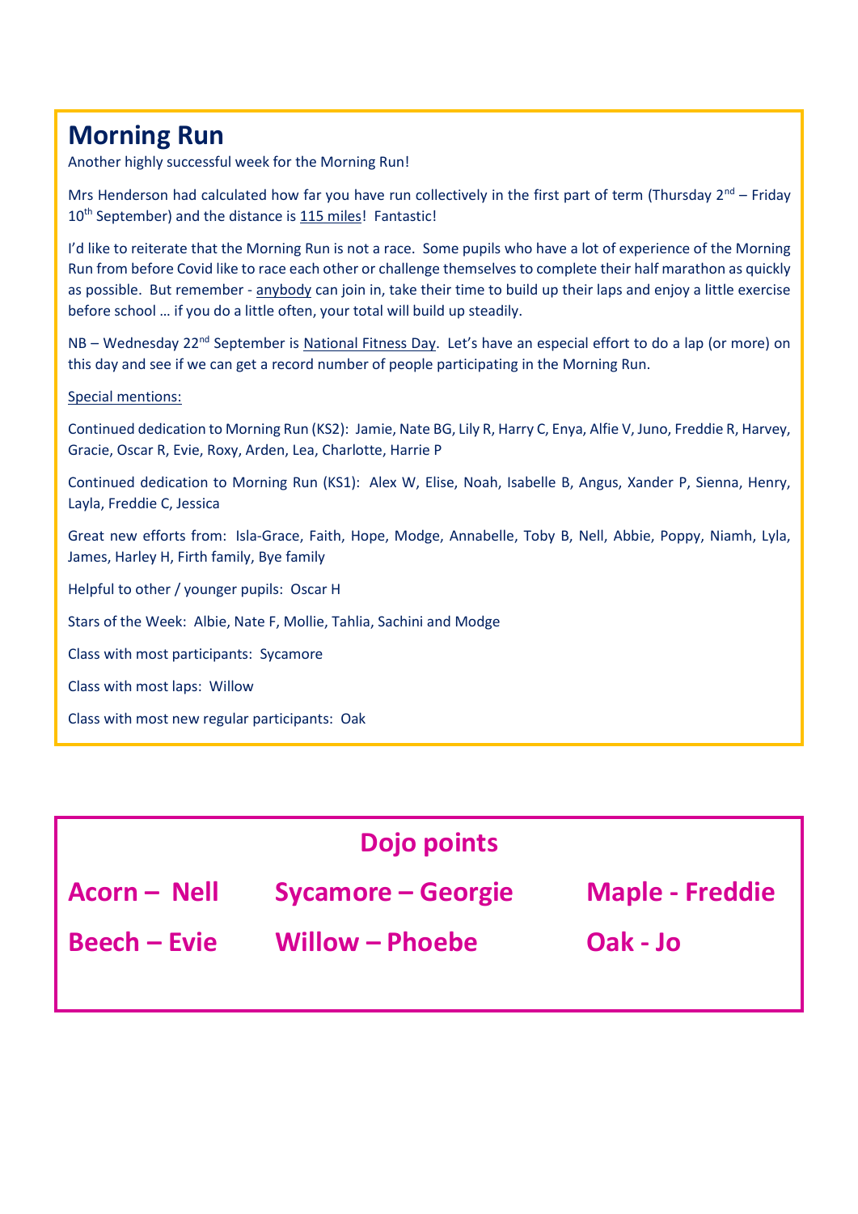## Morning Run

Another highly successful week for the Morning Run!

Mrs Henderson had calculated how far you have run collectively in the first part of term (Thursday 2nd – Friday 10th September) and the distance is 115 miles! Fantastic!

I'd like to reiterate that the Morning Run is not a race. Some pupils who have a lot of experience of the Morning Run from before Covid like to race each other or challenge themselves to complete their half marathon as quickly as possible. But remember - anybody can join in, take their time to build up their laps and enjoy a little exercise before school … if you do a little often, your total will build up steadily.

NB – Wednesday 22nd September is National Fitness Day. Let's have an especial effort to do a lap (or more) on this day and see if we can get a record number of people participating in the Morning Run.

Special mentions:

Continued dedication to Morning Run (KS2): Jamie, Nate BG, Lily R, Harry C, Enya, Alfie V, Juno, Freddie R, Harvey, Gracie, Oscar R, Evie, Roxy, Arden, Lea, Charlotte, Harrie P

Continued dedication to Morning Run (KS1): Alex W, Elise, Noah, Isabelle B, Angus, Xander P, Sienna, Henry, Layla, Freddie C, Jessica

Great new efforts from: Isla-Grace, Faith, Hope, Modge, Annabelle, Toby B, Nell, Abbie, Poppy, Niamh, Lyla, James, Harley H, Firth family, Bye family

Helpful to other / younger pupils: Oscar H

Stars of the Week: Albie, Nate F, Mollie, Tahlia, Sachini and Modge

Class with most participants: Sycamore

Class with most laps: Willow

Class with most new regular participants: Oak

## Dojo points

**Acorn – Nell**

**Sycamore – Georgie**

**Maple - Freddie**

**Beech – Evie**

**Willow – Phoebe**

**Oak - Jo**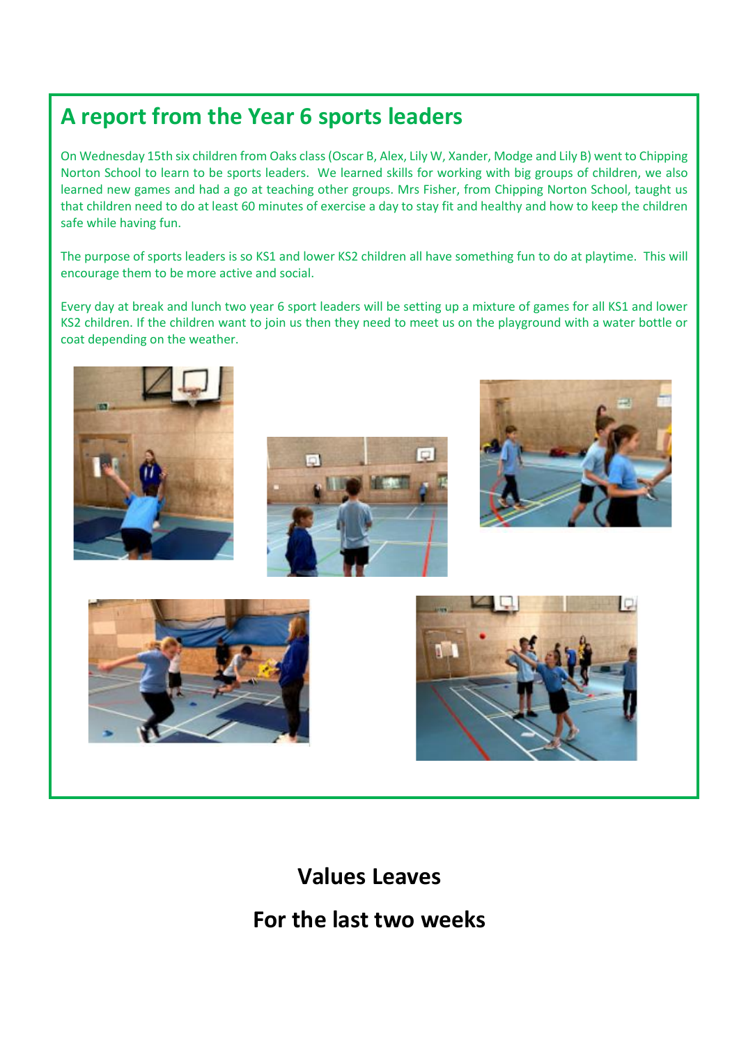## A report from the Year 6 sports leaders

On Wednesday 15th six children from Oaks class (Oscar B, Alex, Lily W, Xander, Modge and Lily B) went to Chipping Norton School to learn to be sports leaders. We learned skills for working with big groups of children, we also learned new games and had a go at teaching other groups. Mrs Fisher, from Chipping Norton School, taught us that children need to do at least 60 minutes of exercise a day to stay fit and healthy and how to keep the children safe while having fun.

The purpose of sports leaders is so KS1 and lower KS2 children all have something fun to do at playtime. This will encourage them to be more active and social.

Every day at break and lunch two year 6 sport leaders will be setting up a mixture of games for all KS1 and lower KS2 children. If the children want to join us then they need to meet us on the playground with a water bottle or coat depending on the weather.

## Values Leaves

## For the last two weeks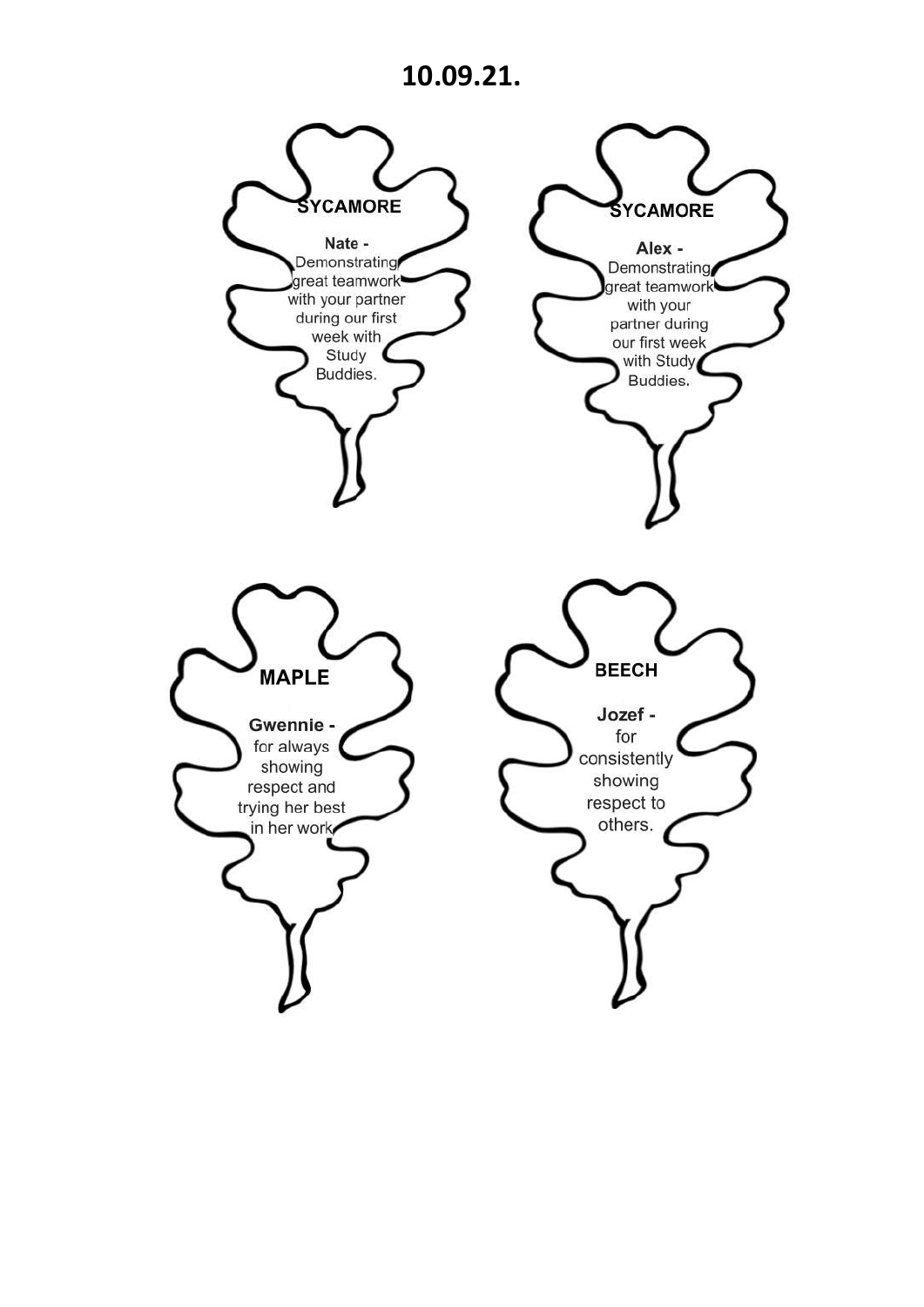# 10.09.21.

**SYCAMORE**

**Nate -**
Demonstrating great teamwork with your partner during our first week with Study Buddies.

**SYCAMORE**

**Alex -**
Demonstrating great teamwork with your partner during our first week with Study Buddies.

**MAPLE**

**Gwennie -**
for always showing respect and trying her best in her work

**BEECH**

**Jozef -**
for consistently showing respect to others.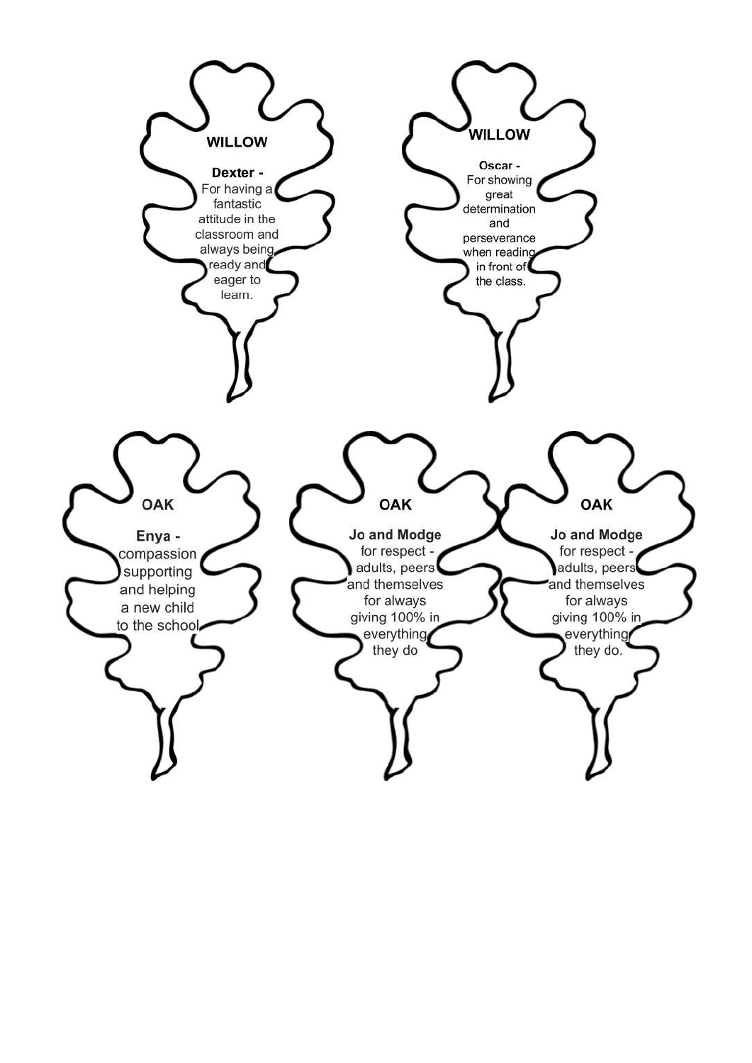**WILLOW**

**Dexter -**
For having a fantastic attitude in the classroom and always being ready and eager to learn.

**WILLOW**

**Oscar -**
For showing great determination and perseverance when reading in front of the class.

**OAK**

**Enya -**
compassion supporting and helping a new child to the school

**OAK**

**Jo and Modge**
for respect - adults, peers and themselves for always giving 100% in everything they do

**OAK**

**Jo and Modge**
for respect - adults, peers and themselves for always giving 100% in everything they do.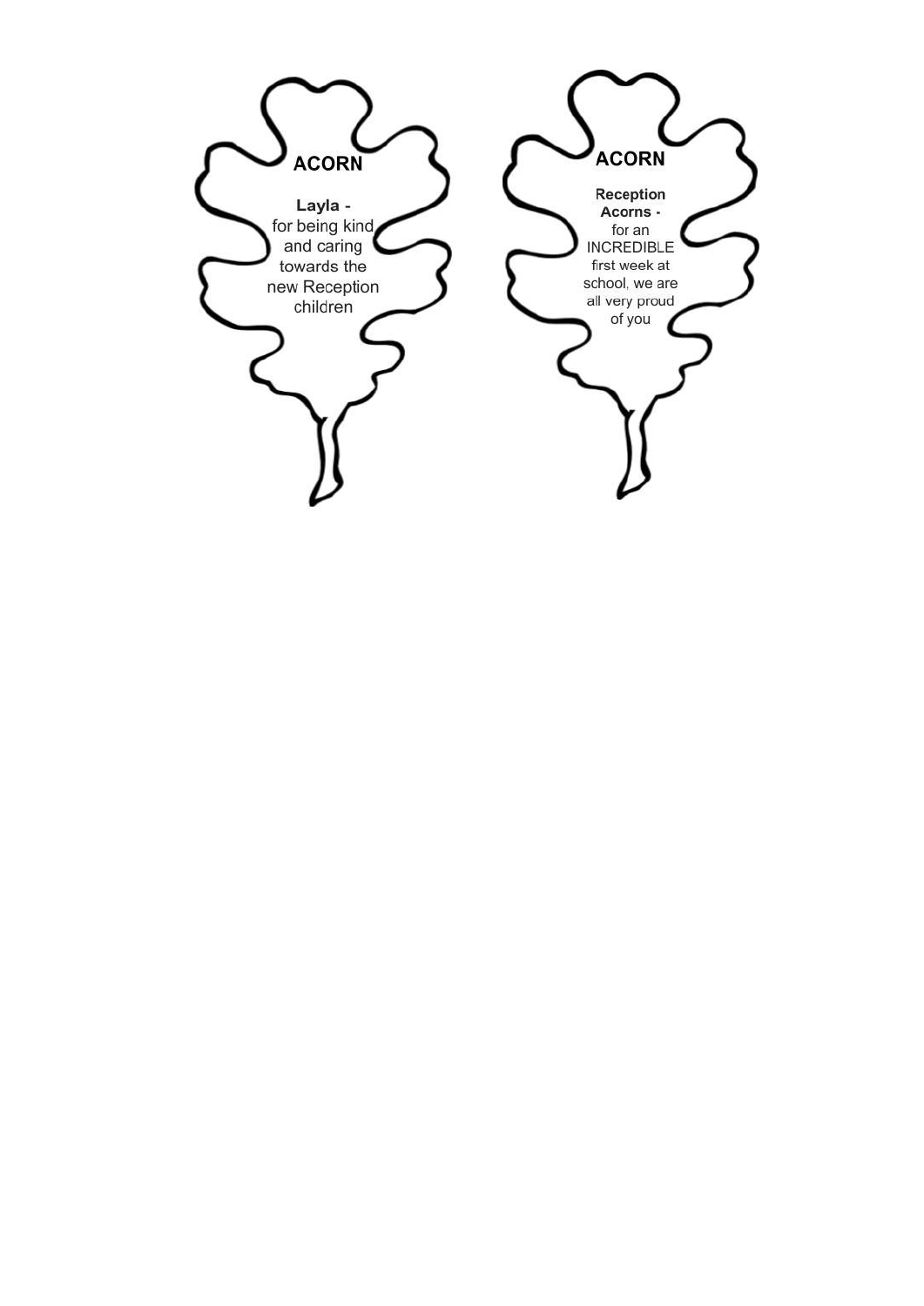**ACORN**

**Layla -**
for being kind and caring towards the new Reception children

**ACORN**

**Reception Acorns -**
for an INCREDIBLE first week at school, we are all very proud of you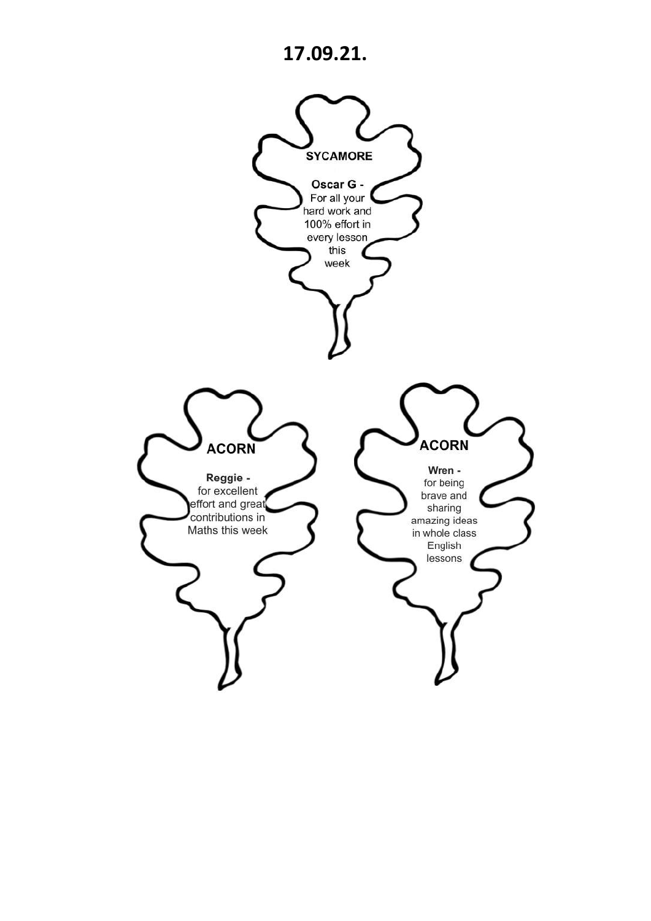# 17.09.21.

**SYCAMORE**

**Oscar G -**
For all your hard work and 100% effort in every lesson this week

**ACORN**

**Reggie -**
for excellent effort and great contributions in Maths this week

**ACORN**

**Wren -**
for being brave and sharing amazing ideas in whole class English lessons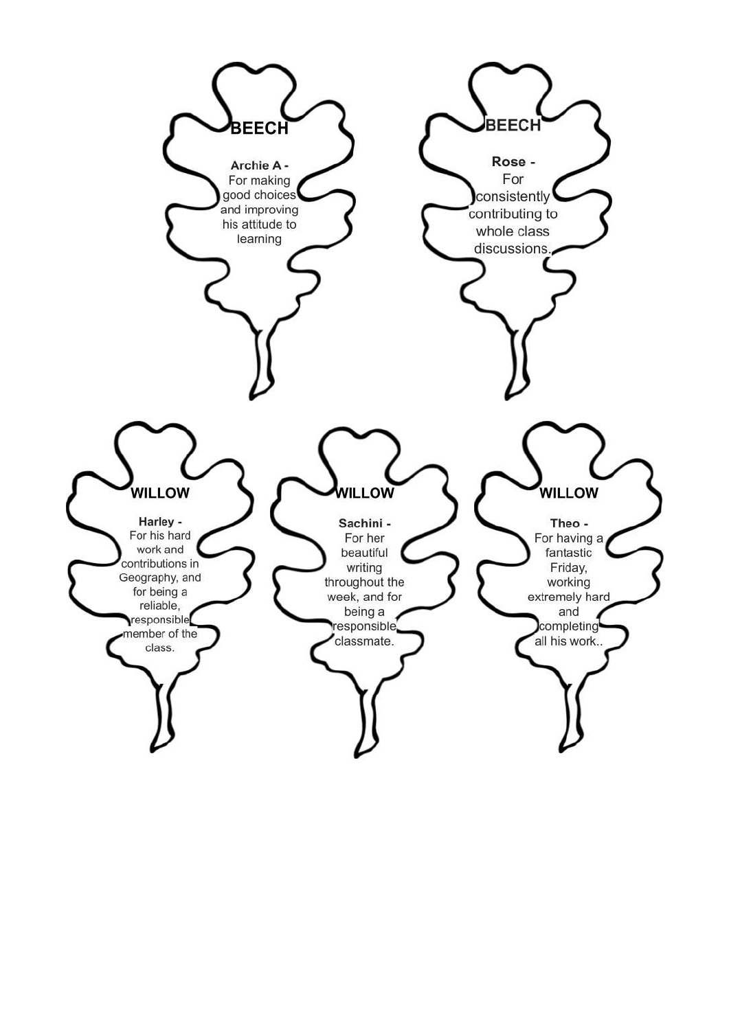**BEECH**

**Archie A -**
For making good choices and improving his attitude to learning

**BEECH**

**Rose -**
For consistently contributing to whole class discussions.

**WILLOW**

**Harley -**
For his hard work and contributions in Geography, and for being a reliable, responsible member of the class.

**WILLOW**

**Sachini -**
For her beautiful writing throughout the week, and for being a responsible classmate.

**WILLOW**

**Theo -**
For having a fantastic Friday, working extremely hard and completing all his work..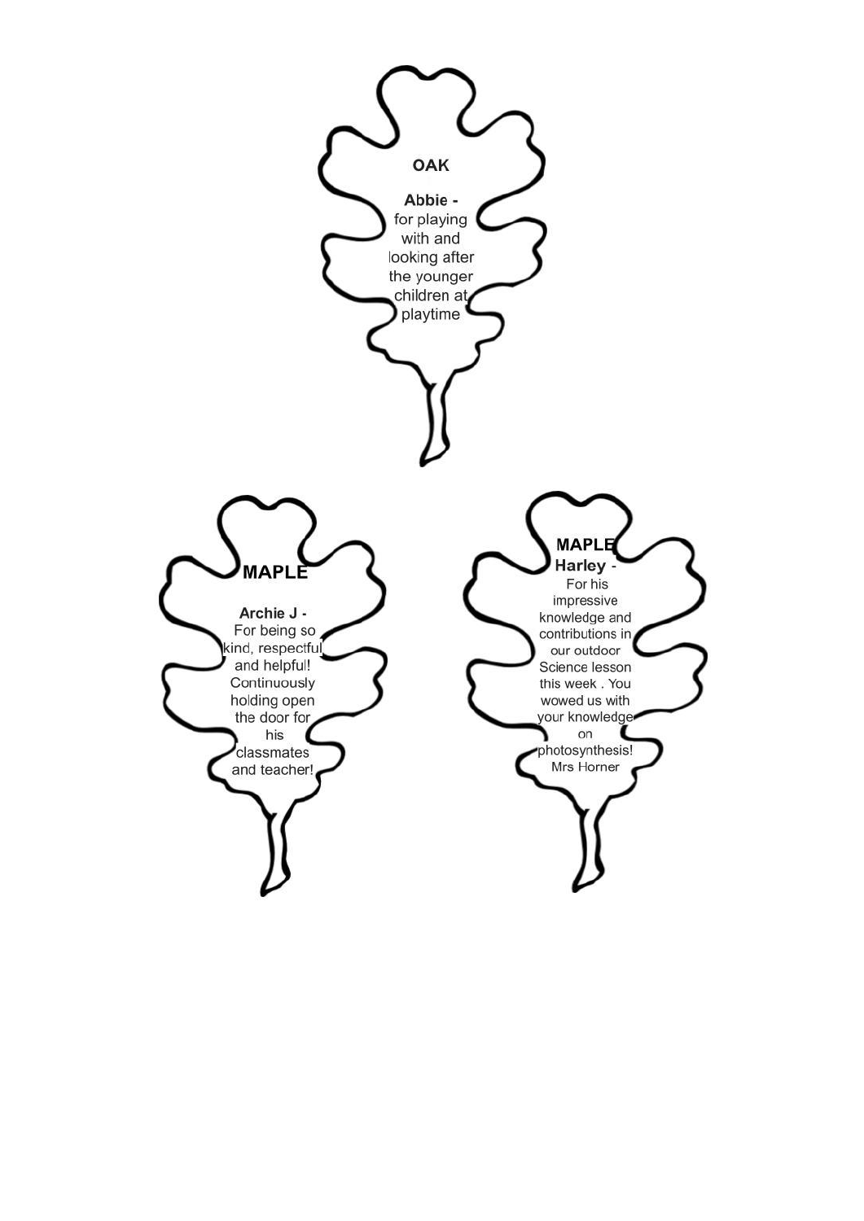**OAK**

**Abbie -** for playing with and looking after the younger children at playtime

**MAPLE**

**Archie J -** For being so kind, respectful and helpful! Continuously holding open the door for his classmates and teacher!

**MAPLE**

**Harley -** For his impressive knowledge and contributions in our outdoor Science lesson this week . You wowed us with your knowledge on photosynthesis! Mrs Horner